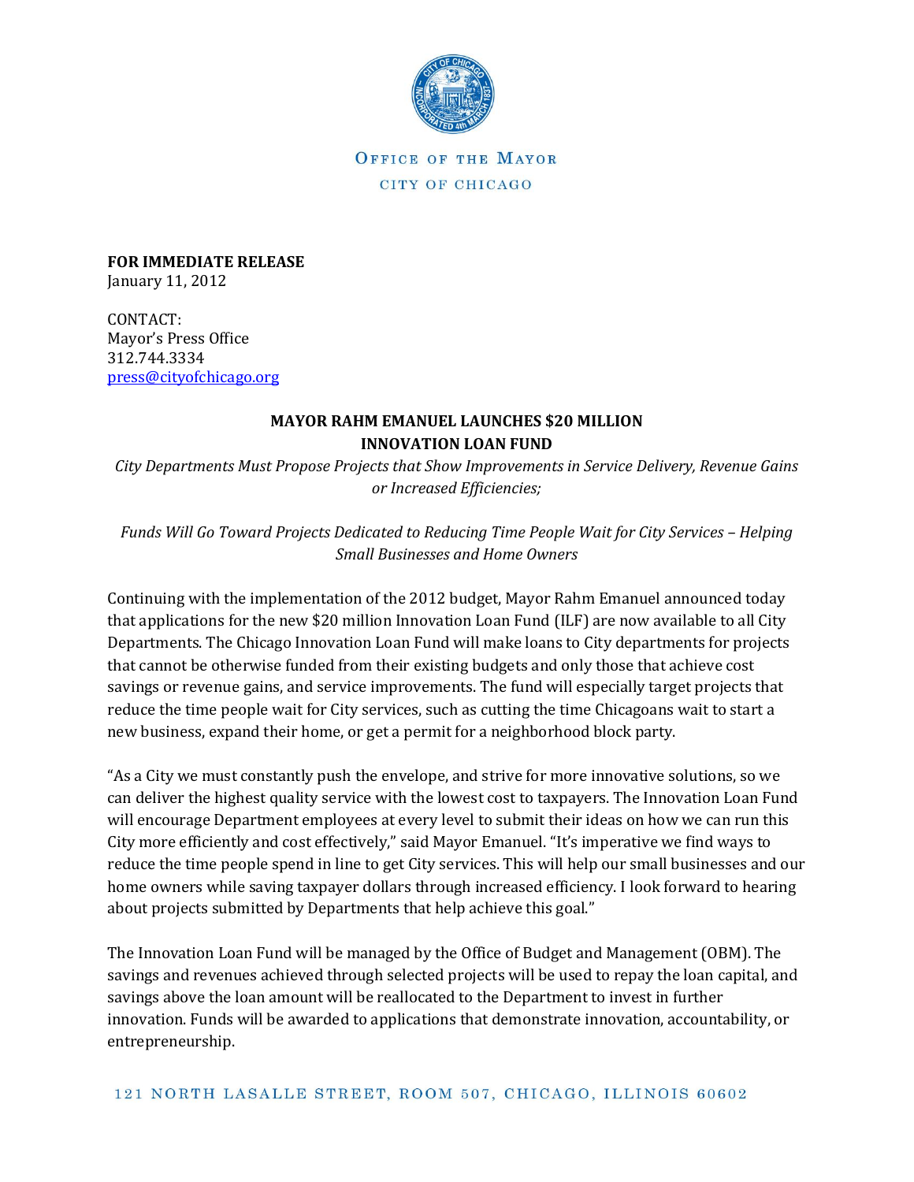OFFICE OF THE MAYOR

CITY OF CHICAGO

**FOR IMMEDIATE RELEASE**
January 11, 2012

CONTACT:
Mayor's Press Office
312.744.3334
press@cityofchicago.org

**MAYOR RAHM EMANUEL LAUNCHES $20 MILLION INNOVATION LOAN FUND**

*City Departments Must Propose Projects that Show Improvements in Service Delivery, Revenue Gains or Increased Efficiencies;*

*Funds Will Go Toward Projects Dedicated to Reducing Time People Wait for City Services – Helping Small Businesses and Home Owners*

Continuing with the implementation of the 2012 budget, Mayor Rahm Emanuel announced today that applications for the new $20 million Innovation Loan Fund (ILF) are now available to all City Departments. The Chicago Innovation Loan Fund will make loans to City departments for projects that cannot be otherwise funded from their existing budgets and only those that achieve cost savings or revenue gains, and service improvements. The fund will especially target projects that reduce the time people wait for City services, such as cutting the time Chicagoans wait to start a new business, expand their home, or get a permit for a neighborhood block party.

"As a City we must constantly push the envelope, and strive for more innovative solutions, so we can deliver the highest quality service with the lowest cost to taxpayers. The Innovation Loan Fund will encourage Department employees at every level to submit their ideas on how we can run this City more efficiently and cost effectively," said Mayor Emanuel. "It's imperative we find ways to reduce the time people spend in line to get City services. This will help our small businesses and our home owners while saving taxpayer dollars through increased efficiency. I look forward to hearing about projects submitted by Departments that help achieve this goal."

The Innovation Loan Fund will be managed by the Office of Budget and Management (OBM). The savings and revenues achieved through selected projects will be used to repay the loan capital, and savings above the loan amount will be reallocated to the Department to invest in further innovation. Funds will be awarded to applications that demonstrate innovation, accountability, or entrepreneurship.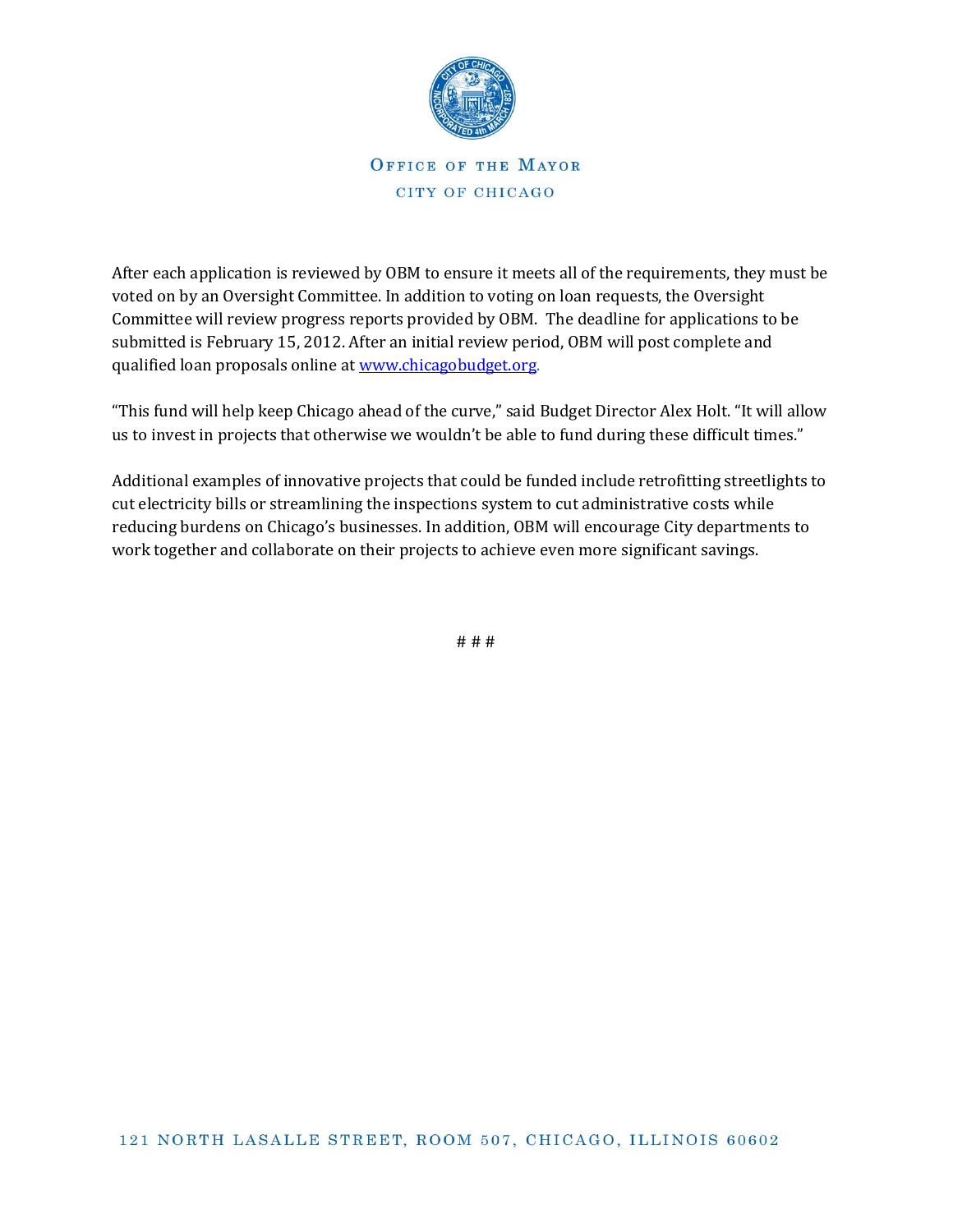OFFICE OF THE MAYOR

CITY OF CHICAGO

After each application is reviewed by OBM to ensure it meets all of the requirements, they must be voted on by an Oversight Committee. In addition to voting on loan requests, the Oversight Committee will review progress reports provided by OBM. The deadline for applications to be submitted is February 15, 2012. After an initial review period, OBM will post complete and qualified loan proposals online at [www.chicagobudget.org](http://www.chicagobudget.org).

"This fund will help keep Chicago ahead of the curve," said Budget Director Alex Holt. "It will allow us to invest in projects that otherwise we wouldn't be able to fund during these difficult times."

Additional examples of innovative projects that could be funded include retrofitting streetlights to cut electricity bills or streamlining the inspections system to cut administrative costs while reducing burdens on Chicago's businesses. In addition, OBM will encourage City departments to work together and collaborate on their projects to achieve even more significant savings.

# # #

121 NORTH LASALLE STREET, ROOM 507, CHICAGO, ILLINOIS 60602